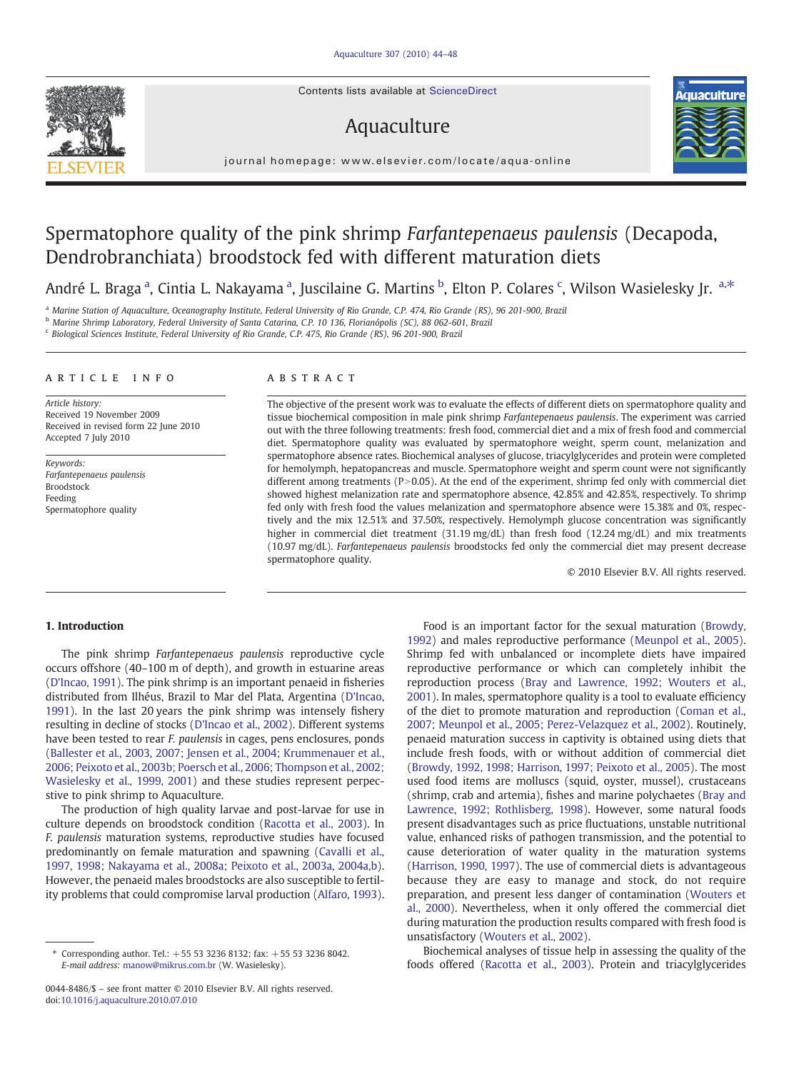Contents lists available at ScienceDirect

# Aquaculture

journal homepage: www.elsevier.com/locate/aqua-online

# Spermatophore quality of the pink shrimp *Farfantepenaeus paulensis* (Decapoda, Dendrobranchiata) broodstock fed with different maturation diets

André L. Braga [a], Cintia L. Nakayama [a], Juscilaine G. Martins [b], Elton P. Colares [c], Wilson Wasielesky Jr. [a,*]

[a] Marine Station of Aquaculture, Oceanography Institute, Federal University of Rio Grande, C.P. 474, Rio Grande (RS), 96 201-900, Brazil
[b] Marine Shrimp Laboratory, Federal University of Santa Catarina, C.P. 10 136, Florianópolis (SC), 88 062-601, Brazil
[c] Biological Sciences Institute, Federal University of Rio Grande, C.P. 475, Rio Grande (RS), 96 201-900, Brazil

ARTICLE INFO

*Article history:*
Received 19 November 2009
Received in revised form 22 June 2010
Accepted 7 July 2010

*Keywords:*
*Farfantepenaeus paulensis*
Broodstock
Feeding
Spermatophore quality

ABSTRACT

The objective of the present work was to evaluate the effects of different diets on spermatophore quality and tissue biochemical composition in male pink shrimp *Farfantepenaeus paulensis*. The experiment was carried out with the three following treatments: fresh food, commercial diet and a mix of fresh food and commercial diet. Spermatophore quality was evaluated by spermatophore weight, sperm count, melanization and spermatophore absence rates. Biochemical analyses of glucose, triacylglycerides and protein were completed for hemolymph, hepatopancreas and muscle. Spermatophore weight and sperm count were not significantly different among treatments ($P>0.05$). At the end of the experiment, shrimp fed only with commercial diet showed highest melanization rate and spermatophore absence, 42.85% and 42.85%, respectively. To shrimp fed only with fresh food the values melanization and spermatophore absence were 15.38% and 0%, respectively and the mix 12.51% and 37.50%, respectively. Hemolymph glucose concentration was significantly higher in commercial diet treatment (31.19 mg/dL) than fresh food (12.24 mg/dL) and mix treatments (10.97 mg/dL). *Farfantepenaeus paulensis* broodstocks fed only the commercial diet may present decrease spermatophore quality.

© 2010 Elsevier B.V. All rights reserved.

## 1. Introduction

The pink shrimp *Farfantepenaeus paulensis* reproductive cycle occurs offshore (40–100 m of depth), and growth in estuarine areas (D'Incao, 1991). The pink shrimp is an important penaeid in fisheries distributed from Ilhéus, Brazil to Mar del Plata, Argentina (D'Incao, 1991). In the last 20 years the pink shrimp was intensely fishery resulting in decline of stocks (D'Incao et al., 2002). Different systems have been tested to rear *F. paulensis* in cages, pens enclosures, ponds (Ballester et al., 2003, 2007; Jensen et al., 2004; Krummenauer et al., 2006; Peixoto et al., 2003b; Poersch et al., 2006; Thompson et al., 2002; Wasielesky et al., 1999, 2001) and these studies represent perpective to pink shrimp to Aquaculture.

The production of high quality larvae and post-larvae for use in culture depends on broodstock condition (Racotta et al., 2003). In *F. paulensis* maturation systems, reproductive studies have focused predominantly on female maturation and spawning (Cavalli et al., 1997, 1998; Nakayama et al., 2008a; Peixoto et al., 2003a, 2004a,b). However, the penaeid males broodstocks are also susceptible to fertility problems that could compromise larval production (Alfaro, 1993).

Food is an important factor for the sexual maturation (Browdy, 1992) and males reproductive performance (Meunpol et al., 2005). Shrimp fed with unbalanced or incomplete diets have impaired reproductive performance or which can completely inhibit the reproduction process (Bray and Lawrence, 1992; Wouters et al., 2001). In males, spermatophore quality is a tool to evaluate efficiency of the diet to promote maturation and reproduction (Coman et al., 2007; Meunpol et al., 2005; Perez-Velazquez et al., 2002). Routinely, penaeid maturation success in captivity is obtained using diets that include fresh foods, with or without addition of commercial diet (Browdy, 1992, 1998; Harrison, 1997; Peixoto et al., 2005). The most used food items are molluscs (squid, oyster, mussel), crustaceans (shrimp, crab and artemia), fishes and marine polychaetes (Bray and Lawrence, 1992; Rothlisberg, 1998). However, some natural foods present disadvantages such as price fluctuations, unstable nutritional value, enhanced risks of pathogen transmission, and the potential to cause deterioration of water quality in the maturation systems (Harrison, 1990, 1997). The use of commercial diets is advantageous because they are easy to manage and stock, do not require preparation, and present less danger of contamination (Wouters et al., 2000). Nevertheless, when it only offered the commercial diet during maturation the production results compared with fresh food is unsatisfactory (Wouters et al., 2002).

Biochemical analyses of tissue help in assessing the quality of the foods offered (Racotta et al., 2003). Protein and triacylglycerides

* Corresponding author. Tel.: +55 53 3236 8132; fax: +55 53 3236 8042. *E-mail address:* manow@mikrus.com.br (W. Wasielesky).

0044-8486/$ – see front matter © 2010 Elsevier B.V. All rights reserved.
doi:10.1016/j.aquaculture.2010.07.010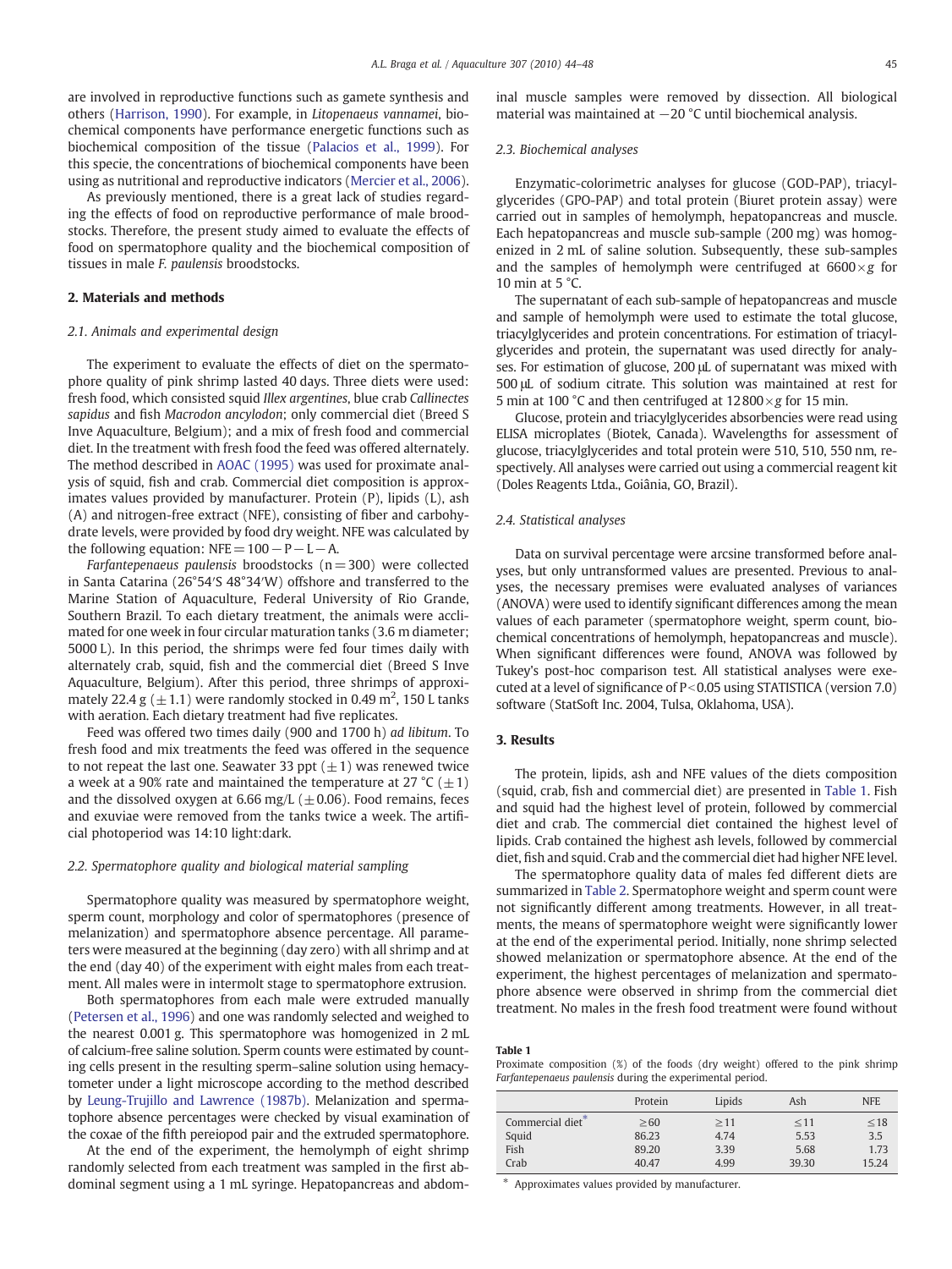are involved in reproductive functions such as gamete synthesis and others (Harrison, 1990). For example, in *Litopenaeus vannamei*, biochemical components have performance energetic functions such as biochemical composition of the tissue (Palacios et al., 1999). For this specie, the concentrations of biochemical components have been using as nutritional and reproductive indicators (Mercier et al., 2006).

As previously mentioned, there is a great lack of studies regarding the effects of food on reproductive performance of male broodstocks. Therefore, the present study aimed to evaluate the effects of food on spermatophore quality and the biochemical composition of tissues in male *F. paulensis* broodstocks.

## 2. Materials and methods

### 2.1. Animals and experimental design

The experiment to evaluate the effects of diet on the spermatophore quality of pink shrimp lasted 40 days. Three diets were used: fresh food, which consisted squid *Illex argentines*, blue crab *Callinectes sapidus* and fish *Macrodon ancylodon*; only commercial diet (Breed S Inve Aquaculture, Belgium); and a mix of fresh food and commercial diet. In the treatment with fresh food the feed was offered alternately. The method described in AOAC (1995) was used for proximate analysis of squid, fish and crab. Commercial diet composition is approximates values provided by manufacturer. Protein (P), lipids (L), ash (A) and nitrogen-free extract (NFE), consisting of fiber and carbohydrate levels, were provided by food dry weight. NFE was calculated by the following equation: NFE = 100 − P − L − A.

*Farfantepenaeus paulensis* broodstocks (n = 300) were collected in Santa Catarina (26°54′S 48°34′W) offshore and transferred to the Marine Station of Aquaculture, Federal University of Rio Grande, Southern Brazil. To each dietary treatment, the animals were acclimated for one week in four circular maturation tanks (3.6 m diameter; 5000 L). In this period, the shrimps were fed four times daily with alternately crab, squid, fish and the commercial diet (Breed S Inve Aquaculture, Belgium). After this period, three shrimps of approximately 22.4 g (±1.1) were randomly stocked in 0.49 $m^2$, 150 L tanks with aeration. Each dietary treatment had five replicates.

Feed was offered two times daily (900 and 1700 h) *ad libitum*. To fresh food and mix treatments the feed was offered in the sequence to not repeat the last one. Seawater 33 ppt (±1) was renewed twice a week at a 90% rate and maintained the temperature at 27 °C (±1) and the dissolved oxygen at 6.66 mg/L (±0.06). Food remains, feces and exuviae were removed from the tanks twice a week. The artificial photoperiod was 14:10 light:dark.

### 2.2. Spermatophore quality and biological material sampling

Spermatophore quality was measured by spermatophore weight, sperm count, morphology and color of spermatophores (presence of melanization) and spermatophore absence percentage. All parameters were measured at the beginning (day zero) with all shrimp and at the end (day 40) of the experiment with eight males from each treatment. All males were in intermolt stage to spermatophore extrusion.

Both spermatophores from each male were extruded manually (Petersen et al., 1996) and one was randomly selected and weighed to the nearest 0.001 g. This spermatophore was homogenized in 2 mL of calcium-free saline solution. Sperm counts were estimated by counting cells present in the resulting sperm–saline solution using hemacytometer under a light microscope according to the method described by Leung-Trujillo and Lawrence (1987b). Melanization and spermatophore absence percentages were checked by visual examination of the coxae of the fifth pereiopod pair and the extruded spermatophore.

At the end of the experiment, the hemolymph of eight shrimp randomly selected from each treatment was sampled in the first abdominal segment using a 1 mL syringe. Hepatopancreas and abdominal muscle samples were removed by dissection. All biological material was maintained at −20 °C until biochemical analysis.

### 2.3. Biochemical analyses

Enzymatic-colorimetric analyses for glucose (GOD-PAP), triacylglycerides (GPO-PAP) and total protein (Biuret protein assay) were carried out in samples of hemolymph, hepatopancreas and muscle. Each hepatopancreas and muscle sub-sample (200 mg) was homogenized in 2 mL of saline solution. Subsequently, these sub-samples and the samples of hemolymph were centrifuged at 6600×*g* for 10 min at 5 °C.

The supernatant of each sub-sample of hepatopancreas and muscle and sample of hemolymph were used to estimate the total glucose, triacylglycerides and protein concentrations. For estimation of triacylglycerides and protein, the supernatant was used directly for analyses. For estimation of glucose, 200 μL of supernatant was mixed with 500 μL of sodium citrate. This solution was maintained at rest for 5 min at 100 °C and then centrifuged at 12 800×*g* for 15 min.

Glucose, protein and triacylglycerides absorbencies were read using ELISA microplates (Biotek, Canada). Wavelengths for assessment of glucose, triacylglycerides and total protein were 510, 510, 550 nm, respectively. All analyses were carried out using a commercial reagent kit (Doles Reagents Ltda., Goiânia, GO, Brazil).

### 2.4. Statistical analyses

Data on survival percentage were arcsine transformed before analyses, but only untransformed values are presented. Previous to analyses, the necessary premises were evaluated analyses of variances (ANOVA) were used to identify significant differences among the mean values of each parameter (spermatophore weight, sperm count, biochemical concentrations of hemolymph, hepatopancreas and muscle). When significant differences were found, ANOVA was followed by Tukey's post-hoc comparison test. All statistical analyses were executed at a level of significance of $P<0.05$ using STATISTICA (version 7.0) software (StatSoft Inc. 2004, Tulsa, Oklahoma, USA).

## 3. Results

The protein, lipids, ash and NFE values of the diets composition (squid, crab, fish and commercial diet) are presented in Table 1. Fish and squid had the highest level of protein, followed by commercial diet and crab. The commercial diet contained the highest level of lipids. Crab contained the highest ash levels, followed by commercial diet, fish and squid. Crab and the commercial diet had higher NFE level.

The spermatophore quality data of males fed different diets are summarized in Table 2. Spermatophore weight and sperm count were not significantly different among treatments. However, in all treatments, the means of spermatophore weight were significantly lower at the end of the experimental period. Initially, none shrimp selected showed melanization or spermatophore absence. At the end of the experiment, the highest percentages of melanization and spermatophore absence were observed in shrimp from the commercial diet treatment. No males in the fresh food treatment were found without

**Table 1**
Proximate composition (%) of the foods (dry weight) offered to the pink shrimp *Farfantepenaeus paulensis* during the experimental period.

| | Protein | Lipids | Ash | NFE |
|---|---|---|---|---|
| Commercial diet* | ≥60 | ≥11 | ≤11 | ≤18 |
| Squid | 86.23 | 4.74 | 5.53 | 3.5 |
| Fish | 89.20 | 3.39 | 5.68 | 1.73 |
| Crab | 40.47 | 4.99 | 39.30 | 15.24 |

* Approximates values provided by manufacturer.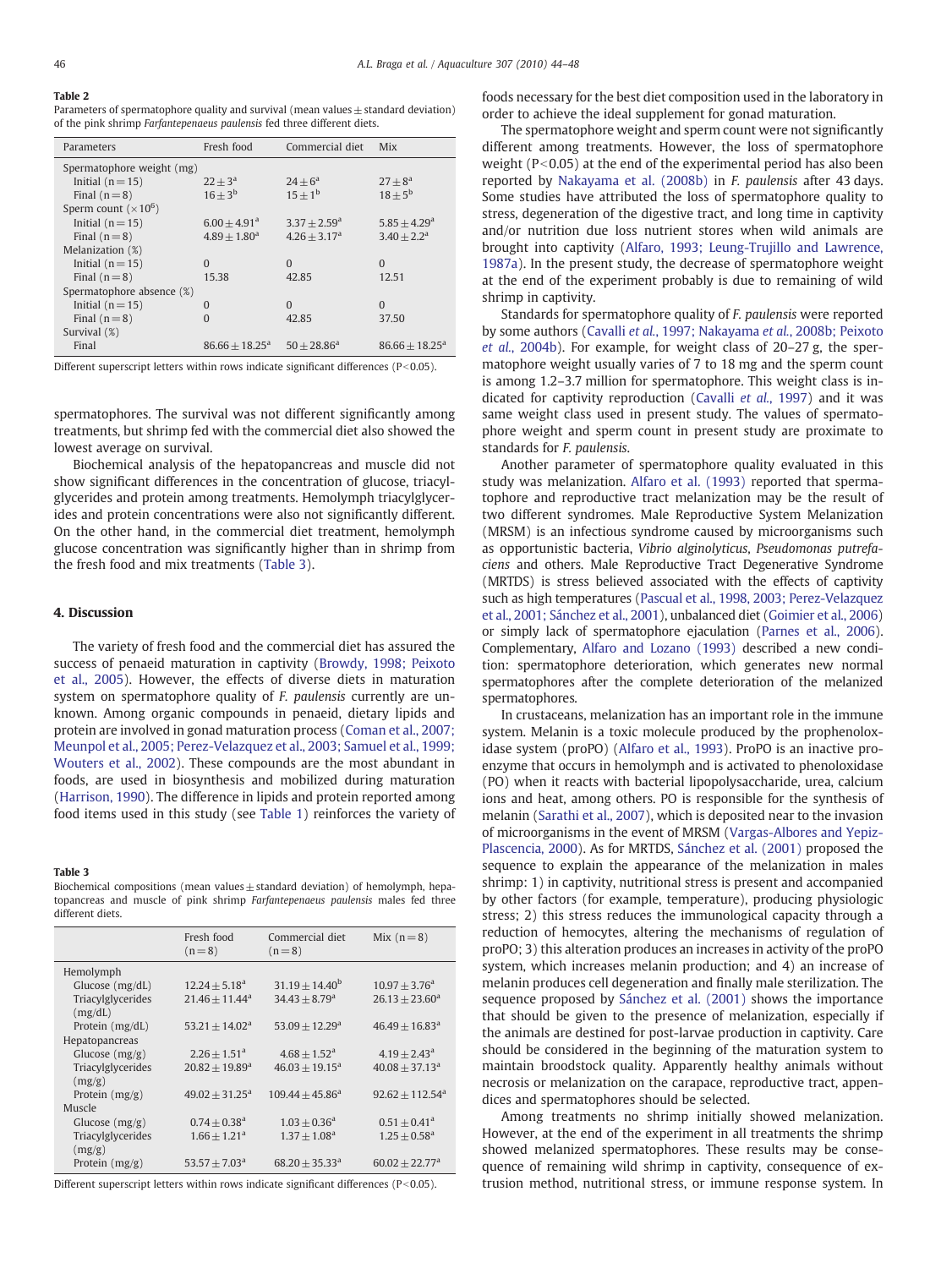**Table 2**
Parameters of spermatophore quality and survival (mean values ± standard deviation) of the pink shrimp *Farfantepenaeus paulensis* fed three different diets.

| Parameters | Fresh food | Commercial diet | Mix |
|---|---|---|---|
| Spermatophore weight (mg) | | | |
| Initial (n = 15) | $22 \pm 3^a$ | $24 \pm 6^a$ | $27 \pm 8^a$ |
| Final (n = 8) | $16 \pm 3^b$ | $15 \pm 1^b$ | $18 \pm 5^b$ |
| Sperm count ($\times 10^6$) | | | |
| Initial (n = 15) | $6.00 \pm 4.91^a$ | $3.37 \pm 2.59^a$ | $5.85 \pm 4.29^a$ |
| Final (n = 8) | $4.89 \pm 1.80^a$ | $4.26 \pm 3.17^a$ | $3.40 \pm 2.2^a$ |
| Melanization (%) | | | |
| Initial (n = 15) | 0 | 0 | 0 |
| Final (n = 8) | 15.38 | 42.85 | 12.51 |
| Spermatophore absence (%) | | | |
| Initial (n = 15) | 0 | 0 | 0 |
| Final (n = 8) | 0 | 42.85 | 37.50 |
| Survival (%) | | | |
| Final | $86.66 \pm 18.25^a$ | $50 \pm 28.86^a$ | $86.66 \pm 18.25^a$ |

Different superscript letters within rows indicate significant differences ($P < 0.05$).

spermatophores. The survival was not different significantly among treatments, but shrimp fed with the commercial diet also showed the lowest average on survival.

Biochemical analysis of the hepatopancreas and muscle did not show significant differences in the concentration of glucose, triacylglycerides and protein among treatments. Hemolymph triacylglycerides and protein concentrations were also not significantly different. On the other hand, in the commercial diet treatment, hemolymph glucose concentration was significantly higher than in shrimp from the fresh food and mix treatments (Table 3).

## 4. Discussion

The variety of fresh food and the commercial diet has assured the success of penaeid maturation in captivity (Browdy, 1998; Peixoto et al., 2005). However, the effects of diverse diets in maturation system on spermatophore quality of *F. paulensis* currently are unknown. Among organic compounds in penaeid, dietary lipids and protein are involved in gonad maturation process (Coman et al., 2007; Meunpol et al., 2005; Perez-Velazquez et al., 2003; Samuel et al., 1999; Wouters et al., 2002). These compounds are the most abundant in foods, are used in biosynthesis and mobilized during maturation (Harrison, 1990). The difference in lipids and protein reported among food items used in this study (see Table 1) reinforces the variety of

**Table 3**
Biochemical compositions (mean values ± standard deviation) of hemolymph, hepatopancreas and muscle of pink shrimp *Farfantepenaeus paulensis* males fed three different diets.

| | Fresh food (n = 8) | Commercial diet (n = 8) | Mix (n = 8) |
|---|---|---|---|
| Hemolymph | | | |
| Glucose (mg/dL) | $12.24 \pm 5.18^a$ | $31.19 \pm 14.40^b$ | $10.97 \pm 3.76^a$ |
| Triacylglycerides (mg/dL) | $21.46 \pm 11.44^a$ | $34.43 \pm 8.79^a$ | $26.13 \pm 23.60^a$ |
| Protein (mg/dL) | $53.21 \pm 14.02^a$ | $53.09 \pm 12.29^a$ | $46.49 \pm 16.83^a$ |
| Hepatopancreas | | | |
| Glucose (mg/g) | $2.26 \pm 1.51^a$ | $4.68 \pm 1.52^a$ | $4.19 \pm 2.43^a$ |
| Triacylglycerides (mg/g) | $20.82 \pm 19.89^a$ | $46.03 \pm 19.15^a$ | $40.08 \pm 37.13^a$ |
| Protein (mg/g) | $49.02 \pm 31.25^a$ | $109.44 \pm 45.86^a$ | $92.62 \pm 112.54^a$ |
| Muscle | | | |
| Glucose (mg/g) | $0.74 \pm 0.38^a$ | $1.03 \pm 0.36^a$ | $0.51 \pm 0.41^a$ |
| Triacylglycerides (mg/g) | $1.66 \pm 1.21^a$ | $1.37 \pm 1.08^a$ | $1.25 \pm 0.58^a$ |
| Protein (mg/g) | $53.57 \pm 7.03^a$ | $68.20 \pm 35.33^a$ | $60.02 \pm 22.77^a$ |

Different superscript letters within rows indicate significant differences ($P < 0.05$).

foods necessary for the best diet composition used in the laboratory in order to achieve the ideal supplement for gonad maturation.

The spermatophore weight and sperm count were not significantly different among treatments. However, the loss of spermatophore weight ($P < 0.05$) at the end of the experimental period has also been reported by Nakayama et al. (2008b) in *F. paulensis* after 43 days. Some studies have attributed the loss of spermatophore quality to stress, degeneration of the digestive tract, and long time in captivity and/or nutrition due loss nutrient stores when wild animals are brought into captivity (Alfaro, 1993; Leung-Trujillo and Lawrence, 1987a). In the present study, the decrease of spermatophore weight at the end of the experiment probably is due to remaining of wild shrimp in captivity.

Standards for spermatophore quality of *F. paulensis* were reported by some authors (Cavalli *et al.*, 1997; Nakayama *et al.*, 2008b; Peixoto *et al.*, 2004b). For example, for weight class of 20–27 g, the spermatophore weight usually varies of 7 to 18 mg and the sperm count is among 1.2–3.7 million for spermatophore. This weight class is indicated for captivity reproduction (Cavalli *et al.*, 1997) and it was same weight class used in present study. The values of spermatophore weight and sperm count in present study are proximate to standards for *F. paulensis*.

Another parameter of spermatophore quality evaluated in this study was melanization. Alfaro et al. (1993) reported that spermatophore and reproductive tract melanization may be the result of two different syndromes. Male Reproductive System Melanization (MRSM) is an infectious syndrome caused by microorganisms such as opportunistic bacteria, *Vibrio alginolyticus*, *Pseudomonas putrefaciens* and others. Male Reproductive Tract Degenerative Syndrome (MRTDS) is stress believed associated with the effects of captivity such as high temperatures (Pascual et al., 1998, 2003; Perez-Velazquez et al., 2001; Sánchez et al., 2001), unbalanced diet (Goimier et al., 2006) or simply lack of spermatophore ejaculation (Parnes et al., 2006). Complementary, Alfaro and Lozano (1993) described a new condition: spermatophore deterioration, which generates new normal spermatophores after the complete deterioration of the melanized spermatophores.

In crustaceans, melanization has an important role in the immune system. Melanin is a toxic molecule produced by the prophenoloxidase system (proPO) (Alfaro et al., 1993). ProPO is an inactive proenzyme that occurs in hemolymph and is activated to phenoloxidase (PO) when it reacts with bacterial lipopolysaccharide, urea, calcium ions and heat, among others. PO is responsible for the synthesis of melanin (Sarathi et al., 2007), which is deposited near to the invasion of microorganisms in the event of MRSM (Vargas-Albores and Yepiz-Plascencia, 2000). As for MRTDS, Sánchez et al. (2001) proposed the sequence to explain the appearance of the melanization in males shrimp: 1) in captivity, nutritional stress is present and accompanied by other factors (for example, temperature), producing physiologic stress; 2) this stress reduces the immunological capacity through a reduction of hemocytes, altering the mechanisms of regulation of proPO; 3) this alteration produces an increases in activity of the proPO system, which increases melanin production; and 4) an increase of melanin produces cell degeneration and finally male sterilization. The sequence proposed by Sánchez et al. (2001) shows the importance that should be given to the presence of melanization, especially if the animals are destined for post-larvae production in captivity. Care should be considered in the beginning of the maturation system to maintain broodstock quality. Apparently healthy animals without necrosis or melanization on the carapace, reproductive tract, appendices and spermatophores should be selected.

Among treatments no shrimp initially showed melanization. However, at the end of the experiment in all treatments the shrimp showed melanized spermatophores. These results may be consequence of remaining wild shrimp in captivity, consequence of extrusion method, nutritional stress, or immune response system. In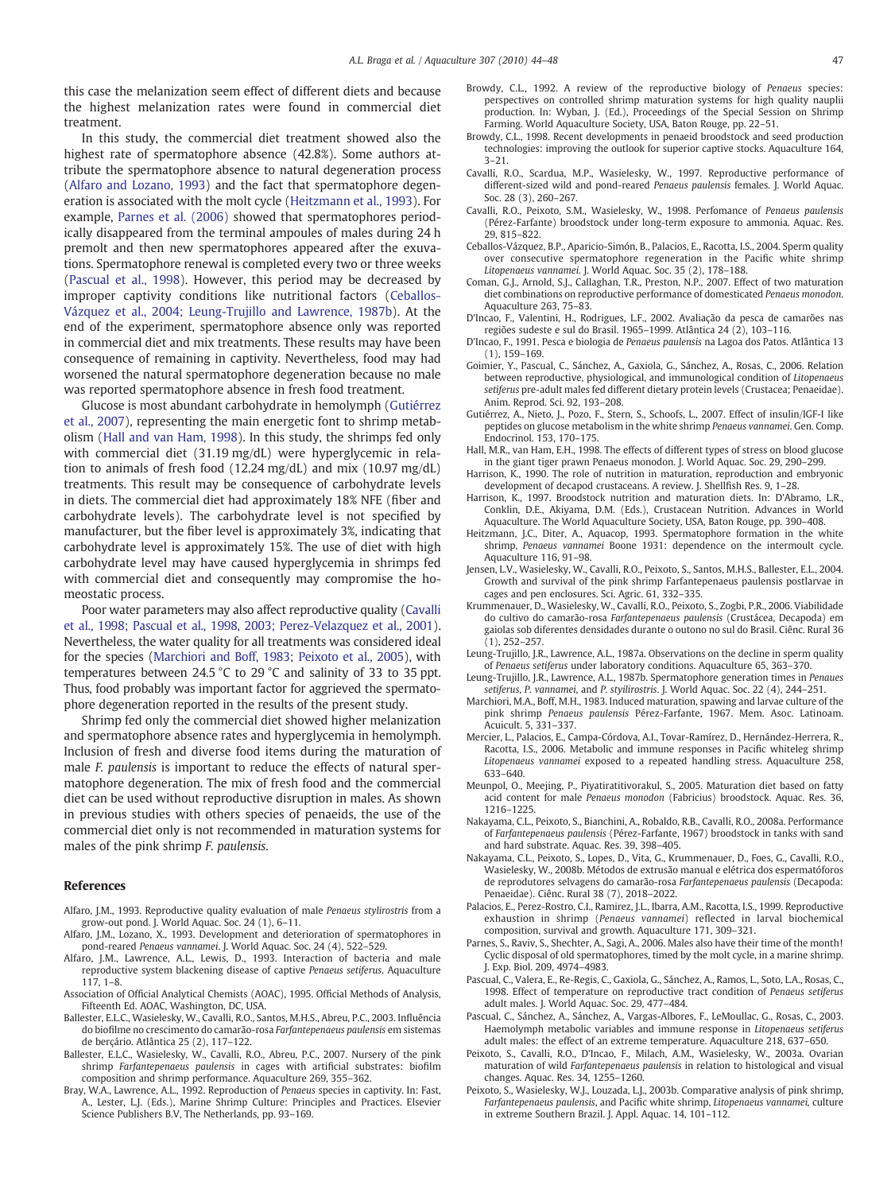this case the melanization seem effect of different diets and because the highest melanization rates were found in commercial diet treatment.

In this study, the commercial diet treatment showed also the highest rate of spermatophore absence (42.8%). Some authors attribute the spermatophore absence to natural degeneration process (Alfaro and Lozano, 1993) and the fact that spermatophore degeneration is associated with the molt cycle (Heitzmann et al., 1993). For example, Parnes et al. (2006) showed that spermatophores periodically disappeared from the terminal ampoules of males during 24 h premolt and then new spermatophores appeared after the exuvations. Spermatophore renewal is completed every two or three weeks (Pascual et al., 1998). However, this period may be decreased by improper captivity conditions like nutritional factors (Ceballos-Vázquez et al., 2004; Leung-Trujillo and Lawrence, 1987b). At the end of the experiment, spermatophore absence only was reported in commercial diet and mix treatments. These results may have been consequence of remaining in captivity. Nevertheless, food may had worsened the natural spermatophore degeneration because no male was reported spermatophore absence in fresh food treatment.

Glucose is most abundant carbohydrate in hemolymph (Gutiérrez et al., 2007), representing the main energetic font to shrimp metabolism (Hall and van Ham, 1998). In this study, the shrimps fed only with commercial diet (31.19 mg/dL) were hyperglycemic in relation to animals of fresh food (12.24 mg/dL) and mix (10.97 mg/dL) treatments. This result may be consequence of carbohydrate levels in diets. The commercial diet had approximately 18% NFE (fiber and carbohydrate levels). The carbohydrate level is not specified by manufacturer, but the fiber level is approximately 3%, indicating that carbohydrate level is approximately 15%. The use of diet with high carbohydrate level may have caused hyperglycemia in shrimps fed with commercial diet and consequently may compromise the homeostatic process.

Poor water parameters may also affect reproductive quality (Cavalli et al., 1998; Pascual et al., 1998, 2003; Perez-Velazquez et al., 2001). Nevertheless, the water quality for all treatments was considered ideal for the species (Marchiori and Boff, 1983; Peixoto et al., 2005), with temperatures between 24.5 °C and 29 °C and salinity of 33 to 35 ppt. Thus, food probably was important factor for aggrieved the spermatophore degeneration reported in the results of the present study.

Shrimp fed only the commercial diet showed higher melanization and spermatophore absence rates and hyperglycemia in hemolymph. Inclusion of fresh and diverse food items during the maturation of male *F. paulensis* is important to reduce the effects of natural spermatophore degeneration. The mix of fresh food and the commercial diet can be used without reproductive disruption in males. As shown in previous studies with others species of penaeids, the use of the commercial diet only is not recommended in maturation systems for males of the pink shrimp *F. paulensis*.

## References

Alfaro, J.M., 1993. Reproductive quality evaluation of male *Penaeus stylirostris* from a grow-out pond. J. World Aquac. Soc. 24 (1), 6–11.

Alfaro, J.M., Lozano, X., 1993. Development and deterioration of spermatophores in pond-reared *Penaeus vannamei*. J. World Aquac. Soc. 24 (4), 522–529.

Alfaro, J.M., Lawrence, A.L., Lewis, D., 1993. Interaction of bacteria and male reproductive system blackening disease of captive *Penaeus setiferus*. Aquaculture 117, 1–8.

Association of Official Analytical Chemists (AOAC), 1995. Official Methods of Analysis, Fifteenth Ed. AOAC, Washington, DC, USA.

Ballester, E.L.C., Wasielesky, W., Cavalli, R.O., Santos, M.H.S., Abreu, P.C., 2003. Influência do biofilme no crescimento do camarão-rosa *Farfantepenaeus paulensis* em sistemas de berçário. Atlântica 25 (2), 117–122.

Ballester, E.L.C., Wasielesky, W., Cavalli, R.O., Abreu, P.C., 2007. Nursery of the pink shrimp *Farfantepenaeus paulensis* in cages with artificial substrates: biofilm composition and shrimp performance. Aquaculture 269, 355–362.

Bray, W.A., Lawrence, A.L., 1992. Reproduction of *Penaeus* species in captivity. In: Fast, A., Lester, L.J. (Eds.), Marine Shrimp Culture: Principles and Practices. Elsevier Science Publishers B.V, The Netherlands, pp. 93–169.

Browdy, C.L., 1992. A review of the reproductive biology of *Penaeus* species: perspectives on controlled shrimp maturation systems for high quality nauplii production. In: Wyban, J. (Ed.), Proceedings of the Special Session on Shrimp Farming. World Aquaculture Society, USA, Baton Rouge, pp. 22–51.

Browdy, C.L., 1998. Recent developments in penaeid broodstock and seed production technologies: improving the outlook for superior captive stocks. Aquaculture 164, 3–21.

Cavalli, R.O., Scardua, M.P., Wasielesky, W., 1997. Reproductive performance of different-sized wild and pond-reared *Penaeus paulensis* females. J. World Aquac. Soc. 28 (3), 260–267.

Cavalli, R.O., Peixoto, S.M., Wasielesky, W., 1998. Perfomance of *Penaeus paulensis* (Pérez-Farfante) broodstock under long-term exposure to ammonia. Aquac. Res. 29, 815–822.

Ceballos-Vázquez, B.P., Aparicio-Simón, B., Palacios, E., Racotta, I.S., 2004. Sperm quality over consecutive spermatophore regeneration in the Pacific white shrimp *Litopenaeus vannamei*. J. World Aquac. Soc. 35 (2), 178–188.

Coman, G.J., Arnold, S.J., Callaghan, T.R., Preston, N.P., 2007. Effect of two maturation diet combinations on reproductive performance of domesticated *Penaeus monodon*. Aquaculture 263, 75–83.

D'Incao, F., Valentini, H., Rodrigues, L.F., 2002. Avaliação da pesca de camarões nas regiões sudeste e sul do Brasil. 1965–1999. Atlântica 24 (2), 103–116.

D'Incao, F., 1991. Pesca e biologia de *Penaeus paulensis* na Lagoa dos Patos. Atlântica 13 (1), 159–169.

Goimier, Y., Pascual, C., Sánchez, A., Gaxiola, G., Sánchez, A., Rosas, C., 2006. Relation between reproductive, physiological, and immunological condition of *Litopenaeus setiferus* pre-adult males fed different dietary protein levels (Crustacea; Penaeidae). Anim. Reprod. Sci. 92, 193–208.

Gutiérrez, A., Nieto, J., Pozo, F., Stern, S., Schoofs, L., 2007. Effect of insulin/IGF-I like peptides on glucose metabolism in the white shrimp *Penaeus vannamei*. Gen. Comp. Endocrinol. 153, 170–175.

Hall, M.R., van Ham, E.H., 1998. The effects of different types of stress on blood glucose in the giant tiger prawn Penaeus monodon. J. World Aquac. Soc. 29, 290–299.

Harrison, K., 1990. The role of nutrition in maturation, reproduction and embryonic development of decapod crustaceans. A review. J. Shellfish Res. 9, 1–28.

Harrison, K., 1997. Broodstock nutrition and maturation diets. In: D'Abramo, L.R., Conklin, D.E., Akiyama, D.M. (Eds.), Crustacean Nutrition. Advances in World Aquaculture. The World Aquaculture Society, USA, Baton Rouge, pp. 390–408.

Heitzmann, J.C., Diter, A., Aquacop, 1993. Spermatophore formation in the white shrimp, *Penaeus vannamei* Boone 1931: dependence on the intermoult cycle. Aquaculture 116, 91–98.

Jensen, L.V., Wasielesky, W., Cavalli, R.O., Peixoto, S., Santos, M.H.S., Ballester, E.L., 2004. Growth and survival of the pink shrimp Farfantepenaeus paulensis postlarvae in cages and pen enclosures. Sci. Agric. 61, 332–335.

Krummenauer, D., Wasielesky, W., Cavalli, R.O., Peixoto, S., Zogbi, P.R., 2006. Viabilidade do cultivo do camarão-rosa *Farfantepenaeus paulensis* (Crustácea, Decapoda) em gaiolas sob diferentes densidades durante o outono no sul do Brasil. Ciênc. Rural 36 (1), 252–257.

Leung-Trujillo, J.R., Lawrence, A.L., 1987a. Observations on the decline in sperm quality of *Penaeus setiferus* under laboratory conditions. Aquaculture 65, 363–370.

Leung-Trujillo, J.R., Lawrence, A.L., 1987b. Spermatophore generation times in *Penaues setiferus*, *P. vannamei*, and *P. styilirostris*. J. World Aquac. Soc. 22 (4), 244–251.

Marchiori, M.A., Boff, M.H., 1983. Induced maturation, spawing and larvae culture of the pink shrimp *Penaeus paulensis* Pérez-Farfante, 1967. Mem. Asoc. Latinoam. Acuicult. 5, 331–337.

Mercier, L., Palacios, E., Campa-Córdova, A.I., Tovar-Ramírez, D., Hernández-Herrera, R., Racotta, I.S., 2006. Metabolic and immune responses in Pacific whiteleg shrimp *Litopenaeus vannamei* exposed to a repeated handling stress. Aquaculture 258, 633–640.

Meunpol, O., Meejing, P., Piyatiratitivorakul, S., 2005. Maturation diet based on fatty acid content for male *Penaeus monodon* (Fabricius) broodstock. Aquac. Res. 36, 1216–1225.

Nakayama, C.L., Peixoto, S., Bianchini, A., Robaldo, R.B., Cavalli, R.O., 2008a. Performance of *Farfantepenaeus paulensis* (Pérez-Farfante, 1967) broodstock in tanks with sand and hard substrate. Aquac. Res. 39, 398–405.

Nakayama, C.L., Peixoto, S., Lopes, D., Vita, G., Krummenauer, D., Foes, G., Cavalli, R.O., Wasielesky, W., 2008b. Métodos de extrusão manual e elétrica dos espermatóforos de reprodutores selvagens do camarão-rosa *Farfantepenaeus paulensis* (Decapoda: Penaeidae). Ciênc. Rural 38 (7), 2018–2022.

Palacios, E., Perez-Rostro, C.I., Ramirez, J.L., Ibarra, A.M., Racotta, I.S., 1999. Reproductive exhaustion in shrimp (*Penaeus vannamei*) reflected in larval biochemical composition, survival and growth. Aquaculture 171, 309–321.

Parnes, S., Raviv, S., Shechter, A., Sagi, A., 2006. Males also have their time of the month! Cyclic disposal of old spermatophores, timed by the molt cycle, in a marine shrimp. J. Exp. Biol. 209, 4974–4983.

Pascual, C., Valera, E., Re-Regis, C., Gaxiola, G., Sánchez, A., Ramos, L., Soto, L.A., Rosas, C., 1998. Effect of temperature on reproductive tract condition of *Penaeus setiferus* adult males. J. World Aquac. Soc. 29, 477–484.

Pascual, C., Sánchez, A., Sánchez, A., Vargas-Albores, F., LeMoullac, G., Rosas, C., 2003. Haemolymph metabolic variables and immune response in *Litopenaeus setiferus* adult males: the effect of an extreme temperature. Aquaculture 218, 637–650.

Peixoto, S., Cavalli, R.O., D'Incao, F., Milach, A.M., Wasielesky, W., 2003a. Ovarian maturation of wild *Farfantepenaeus paulensis* in relation to histological and visual changes. Aquac. Res. 34, 1255–1260.

Peixoto, S., Wasielesky, W.J., Louzada, L.J., 2003b. Comparative analysis of pink shrimp, *Farfantepenaeus paulensis*, and Pacific white shrimp, *Litopenaeus vannamei*, culture in extreme Southern Brazil. J. Appl. Aquac. 14, 101–112.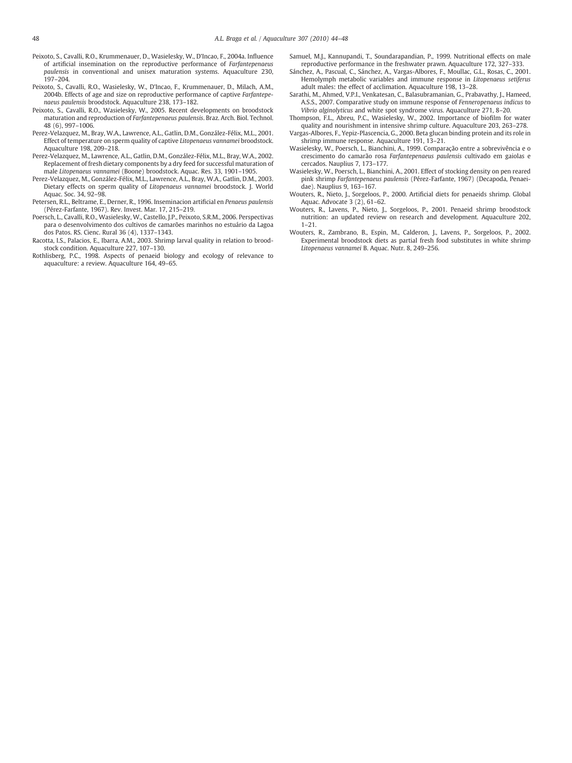Peixoto, S., Cavalli, R.O., Krummenauer, D., Wasielesky, W., D'Incao, F., 2004a. Influence of artificial insemination on the reproductive performance of *Farfantepenaeus paulensis* in conventional and unisex maturation systems. Aquaculture 230, 197–204.

Peixoto, S., Cavalli, R.O., Wasielesky, W., D'Incao, F., Krummenauer, D., Milach, A.M., 2004b. Effects of age and size on reproductive performance of captive *Farfantepenaeus paulensis* broodstock. Aquaculture 238, 173–182.

Peixoto, S., Cavalli, R.O., Wasielesky, W., 2005. Recent developments on broodstock maturation and reproduction of *Farfantepenaeus paulensis*. Braz. Arch. Biol. Technol. 48 (6), 997–1006.

Perez-Velazquez, M., Bray, W.A., Lawrence, A.L., Gatlin, D.M., González-Félix, M.L., 2001. Effect of temperature on sperm quality of captive *Litopenaeus vannamei* broodstock. Aquaculture 198, 209–218.

Perez-Velazquez, M., Lawrence, A.L., Gatlin, D.M., González-Félix, M.L., Bray, W.A., 2002. Replacement of fresh dietary components by a dry feed for successful maturation of male *Litopenaeus vannamei* (Boone) broodstock. Aquac. Res. 33, 1901–1905.

Perez-Velazquez, M., González-Félix, M.L., Lawrence, A.L., Bray, W.A., Gatlin, D.M., 2003. Dietary effects on sperm quality of *Litopenaeus vannamei* broodstock. J. World Aquac. Soc. 34, 92–98.

Petersen, R.L., Beltrame, E., Derner, R., 1996. Inseminacion artificial en *Penaeus paulensis* (Pérez-Farfante, 1967). Rev. Invest. Mar. 17, 215–219.

Poersch, L., Cavalli, R.O., Wasielesky, W., Castello, J.P., Peixoto, S.R.M., 2006. Perspectivas para o desenvolvimento dos cultivos de camarões marinhos no estuário da Lagoa dos Patos. RS. Cienc. Rural 36 (4), 1337–1343.

Racotta, I.S., Palacios, E., Ibarra, A.M., 2003. Shrimp larval quality in relation to broodstock condition. Aquaculture 227, 107–130.

Rothlisberg, P.C., 1998. Aspects of penaeid biology and ecology of relevance to aquaculture: a review. Aquaculture 164, 49–65.

Samuel, M.J., Kannupandi, T., Soundarapandian, P., 1999. Nutritional effects on male reproductive performance in the freshwater prawn. Aquaculture 172, 327–333.

Sánchez, A., Pascual, C., Sánchez, A., Vargas-Albores, F., Moullac, G.L., Rosas, C., 2001. Hemolymph metabolic variables and immune response in *Litopenaeus setiferus* adult males: the effect of acclimation. Aquaculture 198, 13–28.

Sarathi, M., Ahmed, V.P.I., Venkatesan, C., Balasubramanian, G., Prabavathy, J., Hameed, A.S.S., 2007. Comparative study on immune response of *Fenneropenaeus indicus* to *Vibrio alginolyticus* and white spot syndrome virus. Aquaculture 271, 8–20.

Thompson, F.L., Abreu, P.C., Wasielesky, W., 2002. Importance of biofilm for water quality and nourishment in intensive shrimp culture. Aquaculture 203, 263–278.

Vargas-Albores, F., Yepiz-Plascencia, G., 2000. Beta glucan binding protein and its role in shrimp immune response. Aquaculture 191, 13–21.

Wasielesky, W., Poersch, L., Bianchini, A., 1999. Comparação entre a sobrevivência e o crescimento do camarão rosa *Farfantepenaeus paulensis* cultivado em gaiolas e cercados. Nauplius 7, 173–177.

Wasielesky, W., Poersch, L., Bianchini, A., 2001. Effect of stocking density on pen reared pink shrimp *Farfantepenaeus paulensis* (Pérez-Farfante, 1967) (Decapoda, Penaeidae). Nauplius 9, 163–167.

Wouters, R., Nieto, J., Sorgeloos, P., 2000. Artificial diets for penaeids shrimp. Global Aquac. Advocate 3 (2), 61–62.

Wouters, R., Lavens, P., Nieto, J., Sorgeloos, P., 2001. Penaeid shrimp broodstock nutrition: an updated review on research and development. Aquaculture 202, 1–21.

Wouters, R., Zambrano, B., Espin, M., Calderon, J., Lavens, P., Sorgeloos, P., 2002. Experimental broodstock diets as partial fresh food substitutes in white shrimp *Litopenaeus vannamei* B. Aquac. Nutr. 8, 249–256.